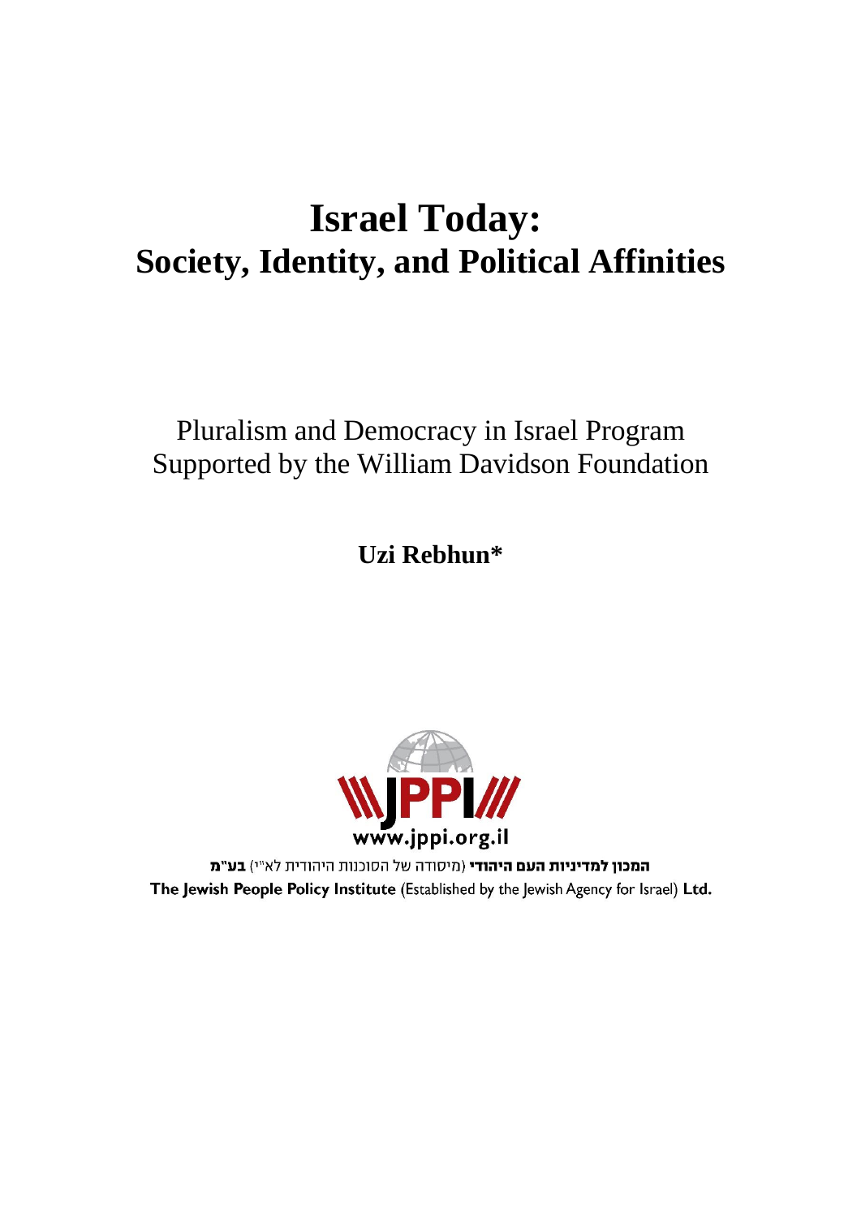# Israel Today:
# Society, Identity, and Political Affinities

Pluralism and Democracy in Israel Program
Supported by the William Davidson Foundation

**Uzi Rebhun***

www.jppi.org.il

**המכון למדיניות העם היהודי** (מיסודה של הסוכנות היהודית לא"י) **בע"מ**

**The Jewish People Policy Institute** (Established by the Jewish Agency for Israel) **Ltd.**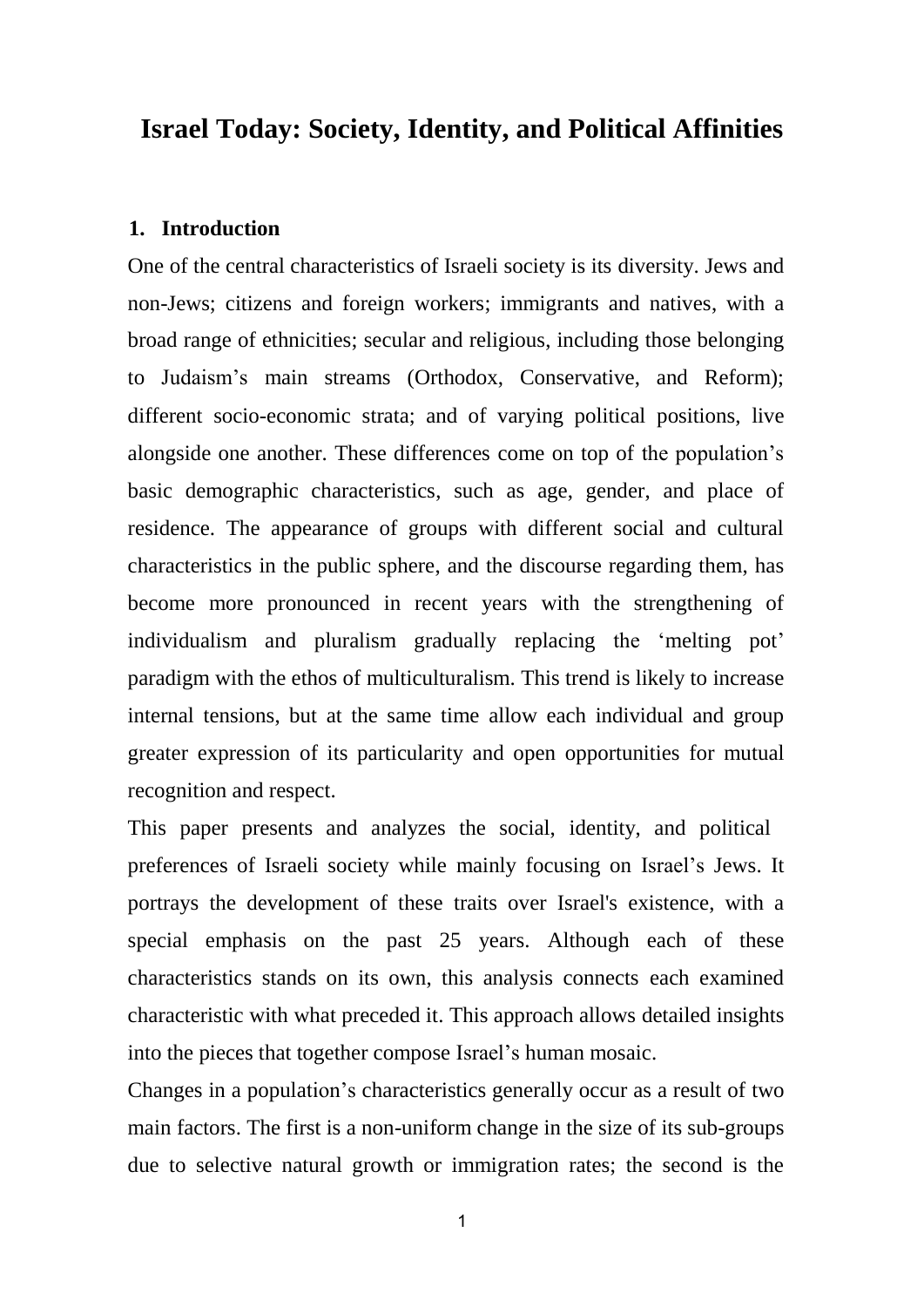# Israel Today: Society, Identity, and Political Affinities

## 1. Introduction

One of the central characteristics of Israeli society is its diversity. Jews and non-Jews; citizens and foreign workers; immigrants and natives, with a broad range of ethnicities; secular and religious, including those belonging to Judaism's main streams (Orthodox, Conservative, and Reform); different socio-economic strata; and of varying political positions, live alongside one another. These differences come on top of the population's basic demographic characteristics, such as age, gender, and place of residence. The appearance of groups with different social and cultural characteristics in the public sphere, and the discourse regarding them, has become more pronounced in recent years with the strengthening of individualism and pluralism gradually replacing the 'melting pot' paradigm with the ethos of multiculturalism. This trend is likely to increase internal tensions, but at the same time allow each individual and group greater expression of its particularity and open opportunities for mutual recognition and respect.

This paper presents and analyzes the social, identity, and political preferences of Israeli society while mainly focusing on Israel's Jews. It portrays the development of these traits over Israel's existence, with a special emphasis on the past 25 years. Although each of these characteristics stands on its own, this analysis connects each examined characteristic with what preceded it. This approach allows detailed insights into the pieces that together compose Israel's human mosaic.

Changes in a population's characteristics generally occur as a result of two main factors. The first is a non-uniform change in the size of its sub-groups due to selective natural growth or immigration rates; the second is the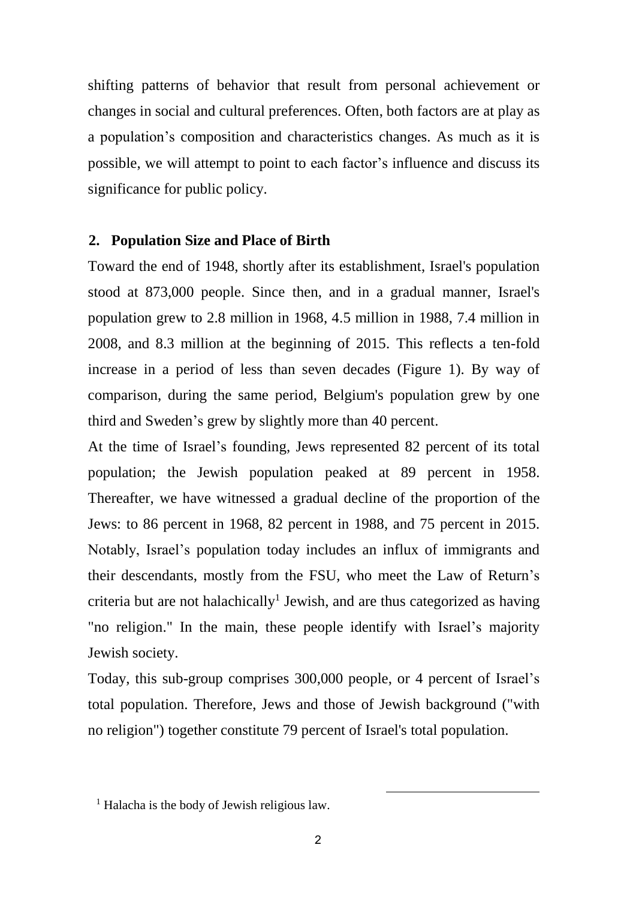shifting patterns of behavior that result from personal achievement or changes in social and cultural preferences. Often, both factors are at play as a population's composition and characteristics changes. As much as it is possible, we will attempt to point to each factor's influence and discuss its significance for public policy.

## 2. Population Size and Place of Birth

Toward the end of 1948, shortly after its establishment, Israel's population stood at 873,000 people. Since then, and in a gradual manner, Israel's population grew to 2.8 million in 1968, 4.5 million in 1988, 7.4 million in 2008, and 8.3 million at the beginning of 2015. This reflects a ten-fold increase in a period of less than seven decades (Figure 1). By way of comparison, during the same period, Belgium's population grew by one third and Sweden's grew by slightly more than 40 percent.

At the time of Israel's founding, Jews represented 82 percent of its total population; the Jewish population peaked at 89 percent in 1958. Thereafter, we have witnessed a gradual decline of the proportion of the Jews: to 86 percent in 1968, 82 percent in 1988, and 75 percent in 2015. Notably, Israel's population today includes an influx of immigrants and their descendants, mostly from the FSU, who meet the Law of Return's criteria but are not halachically[1] Jewish, and are thus categorized as having "no religion." In the main, these people identify with Israel's majority Jewish society.

Today, this sub-group comprises 300,000 people, or 4 percent of Israel's total population. Therefore, Jews and those of Jewish background ("with no religion") together constitute 79 percent of Israel's total population.

[1] Halacha is the body of Jewish religious law.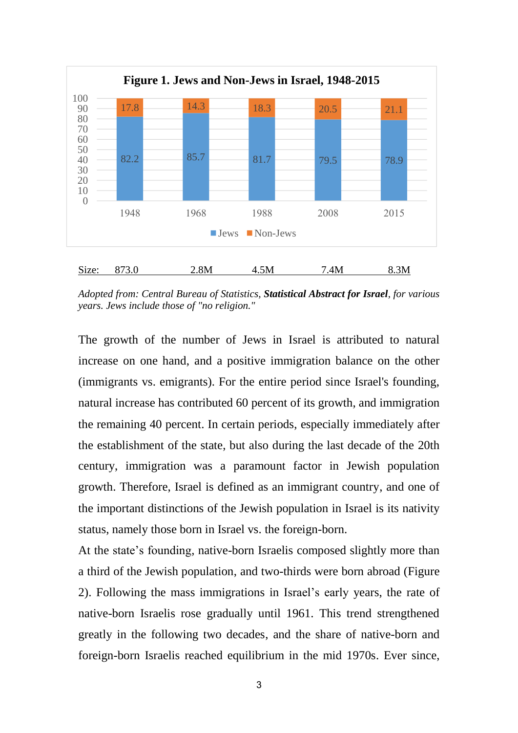**Figure 1. Jews and Non-Jews in Israel, 1948-2015**

| | 1948 | 1968 | 1988 | 2008 | 2015 |
|---|---|---|---|---|---|
| Jews | 82.2 | 85.7 | 81.7 | 79.5 | 78.9 |
| Non-Jews | 17.8 | 14.3 | 18.3 | 20.5 | 21.1 |
| Size: | 873.0 | 2.8M | 4.5M | 7.4M | 8.3M |

*Adopted from: Central Bureau of Statistics,* ***Statistical Abstract for Israel****, for various years. Jews include those of "no religion."*

The growth of the number of Jews in Israel is attributed to natural increase on one hand, and a positive immigration balance on the other (immigrants vs. emigrants). For the entire period since Israel's founding, natural increase has contributed 60 percent of its growth, and immigration the remaining 40 percent. In certain periods, especially immediately after the establishment of the state, but also during the last decade of the 20th century, immigration was a paramount factor in Jewish population growth. Therefore, Israel is defined as an immigrant country, and one of the important distinctions of the Jewish population in Israel is its nativity status, namely those born in Israel vs. the foreign-born.

At the state's founding, native-born Israelis composed slightly more than a third of the Jewish population, and two-thirds were born abroad (Figure 2). Following the mass immigrations in Israel's early years, the rate of native-born Israelis rose gradually until 1961. This trend strengthened greatly in the following two decades, and the share of native-born and foreign-born Israelis reached equilibrium in the mid 1970s. Ever since,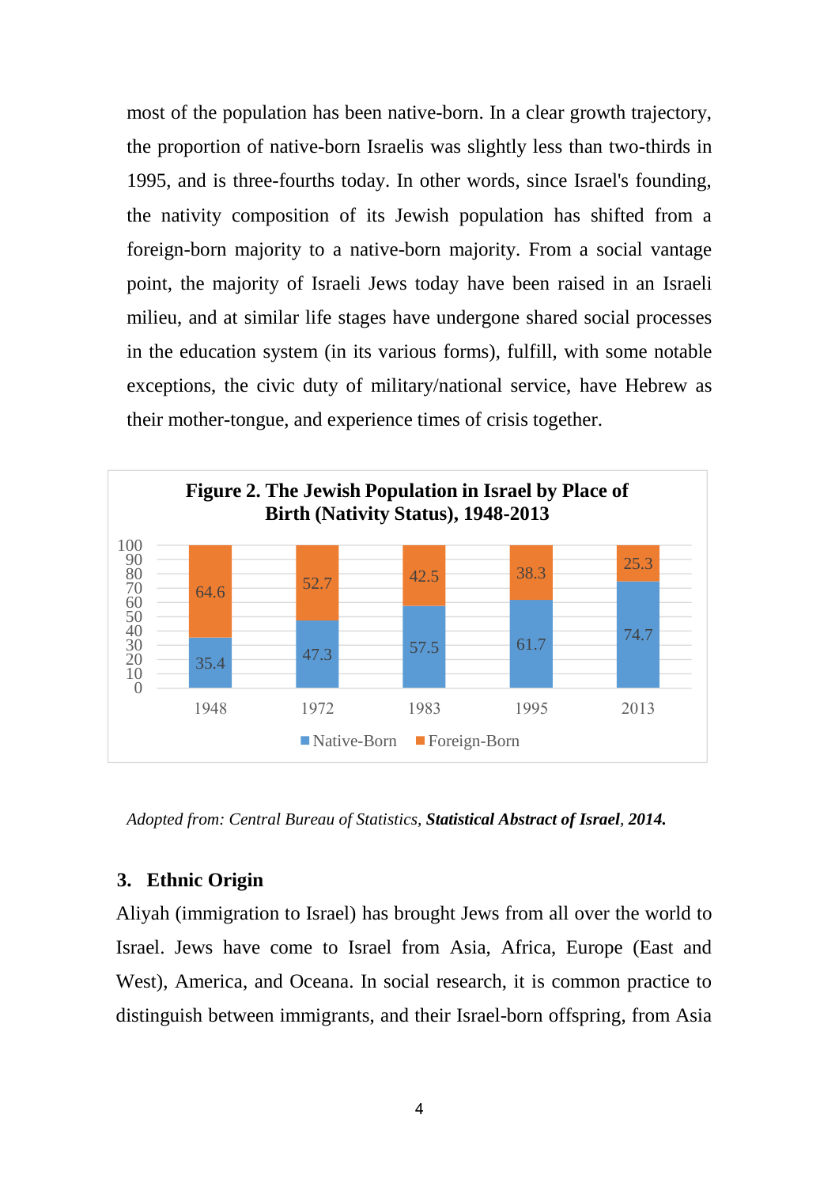most of the population has been native-born. In a clear growth trajectory, the proportion of native-born Israelis was slightly less than two-thirds in 1995, and is three-fourths today. In other words, since Israel's founding, the nativity composition of its Jewish population has shifted from a foreign-born majority to a native-born majority. From a social vantage point, the majority of Israeli Jews today have been raised in an Israeli milieu, and at similar life stages have undergone shared social processes in the education system (in its various forms), fulfill, with some notable exceptions, the civic duty of military/national service, have Hebrew as their mother-tongue, and experience times of crisis together.

**Figure 2. The Jewish Population in Israel by Place of Birth (Nativity Status), 1948-2013**

| | 1948 | 1972 | 1983 | 1995 | 2013 |
|---|---|---|---|---|---|
| Native-Born | 35.4 | 47.3 | 57.5 | 61.7 | 74.7 |
| Foreign-Born | 64.6 | 52.7 | 42.5 | 38.3 | 25.3 |

*Adopted from: Central Bureau of Statistics,* ***Statistical Abstract of Israel**, **2014.***

## 3. Ethnic Origin

Aliyah (immigration to Israel) has brought Jews from all over the world to Israel. Jews have come to Israel from Asia, Africa, Europe (East and West), America, and Oceana. In social research, it is common practice to distinguish between immigrants, and their Israel-born offspring, from Asia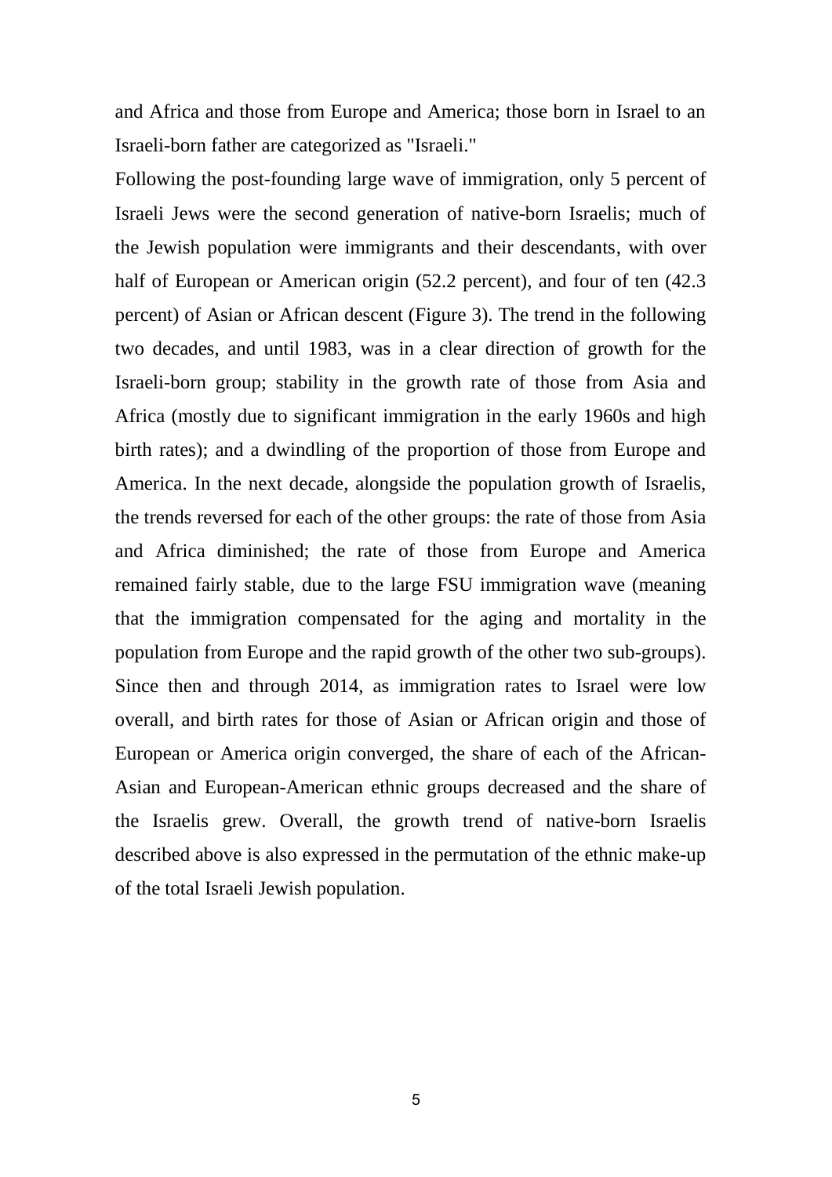and Africa and those from Europe and America; those born in Israel to an Israeli-born father are categorized as "Israeli."

Following the post-founding large wave of immigration, only 5 percent of Israeli Jews were the second generation of native-born Israelis; much of the Jewish population were immigrants and their descendants, with over half of European or American origin (52.2 percent), and four of ten (42.3 percent) of Asian or African descent (Figure 3). The trend in the following two decades, and until 1983, was in a clear direction of growth for the Israeli-born group; stability in the growth rate of those from Asia and Africa (mostly due to significant immigration in the early 1960s and high birth rates); and a dwindling of the proportion of those from Europe and America. In the next decade, alongside the population growth of Israelis, the trends reversed for each of the other groups: the rate of those from Asia and Africa diminished; the rate of those from Europe and America remained fairly stable, due to the large FSU immigration wave (meaning that the immigration compensated for the aging and mortality in the population from Europe and the rapid growth of the other two sub-groups). Since then and through 2014, as immigration rates to Israel were low overall, and birth rates for those of Asian or African origin and those of European or America origin converged, the share of each of the African-Asian and European-American ethnic groups decreased and the share of the Israelis grew. Overall, the growth trend of native-born Israelis described above is also expressed in the permutation of the ethnic make-up of the total Israeli Jewish population.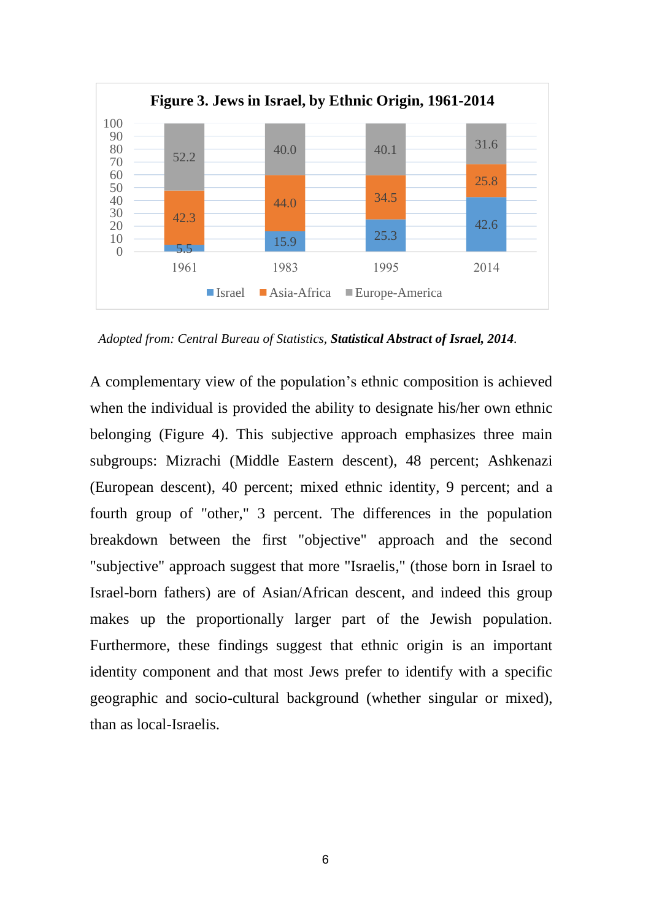**Figure 3. Jews in Israel, by Ethnic Origin, 1961-2014**

| Year | Israel | Asia-Africa | Europe-America |
|---|---|---|---|
| 1961 | 5.5 | 42.3 | 52.2 |
| 1983 | 15.9 | 44.0 | 40.0 |
| 1995 | 25.3 | 34.5 | 40.1 |
| 2014 | 42.6 | 25.8 | 31.6 |

*Adopted from: Central Bureau of Statistics,* ***Statistical Abstract of Israel, 2014****.*

A complementary view of the population's ethnic composition is achieved when the individual is provided the ability to designate his/her own ethnic belonging (Figure 4). This subjective approach emphasizes three main subgroups: Mizrachi (Middle Eastern descent), 48 percent; Ashkenazi (European descent), 40 percent; mixed ethnic identity, 9 percent; and a fourth group of "other," 3 percent. The differences in the population breakdown between the first "objective" approach and the second "subjective" approach suggest that more "Israelis," (those born in Israel to Israel-born fathers) are of Asian/African descent, and indeed this group makes up the proportionally larger part of the Jewish population. Furthermore, these findings suggest that ethnic origin is an important identity component and that most Jews prefer to identify with a specific geographic and socio-cultural background (whether singular or mixed), than as local-Israelis.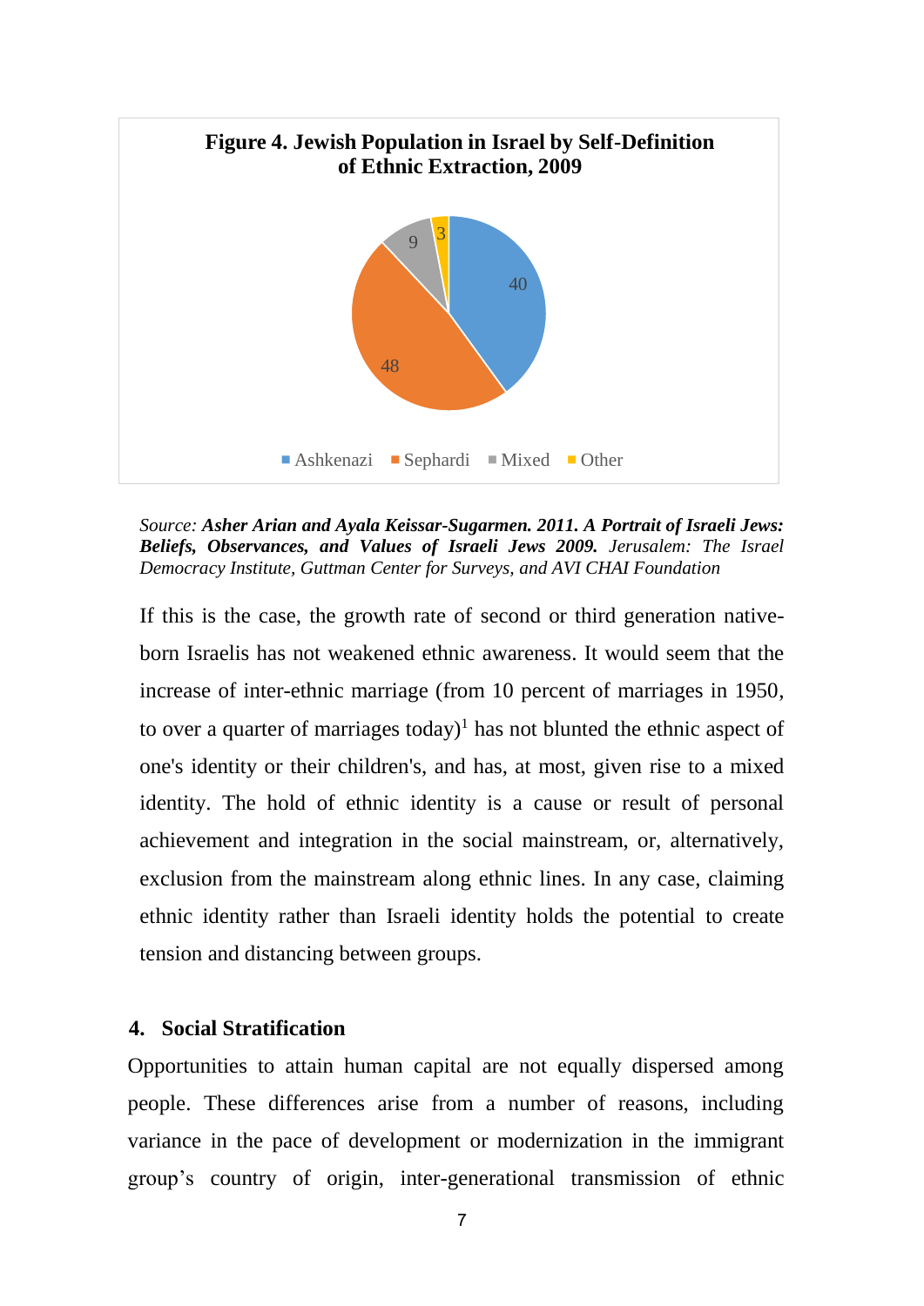**Figure 4. Jewish Population in Israel by Self-Definition of Ethnic Extraction, 2009**

| Group | Percent |
|---|---|
| Ashkenazi | 40 |
| Sephardi | 48 |
| Mixed | 9 |
| Other | 3 |

*Source:* ***Asher Arian and Ayala Keissar-Sugarmen. 2011. A Portrait of Israeli Jews: Beliefs, Observances, and Values of Israeli Jews 2009.*** *Jerusalem: The Israel Democracy Institute, Guttman Center for Surveys, and AVI CHAI Foundation*

If this is the case, the growth rate of second or third generation native-born Israelis has not weakened ethnic awareness. It would seem that the increase of inter-ethnic marriage (from 10 percent of marriages in 1950, to over a quarter of marriages today)[1] has not blunted the ethnic aspect of one's identity or their children's, and has, at most, given rise to a mixed identity. The hold of ethnic identity is a cause or result of personal achievement and integration in the social mainstream, or, alternatively, exclusion from the mainstream along ethnic lines. In any case, claiming ethnic identity rather than Israeli identity holds the potential to create tension and distancing between groups.

## 4. Social Stratification

Opportunities to attain human capital are not equally dispersed among people. These differences arise from a number of reasons, including variance in the pace of development or modernization in the immigrant group's country of origin, inter-generational transmission of ethnic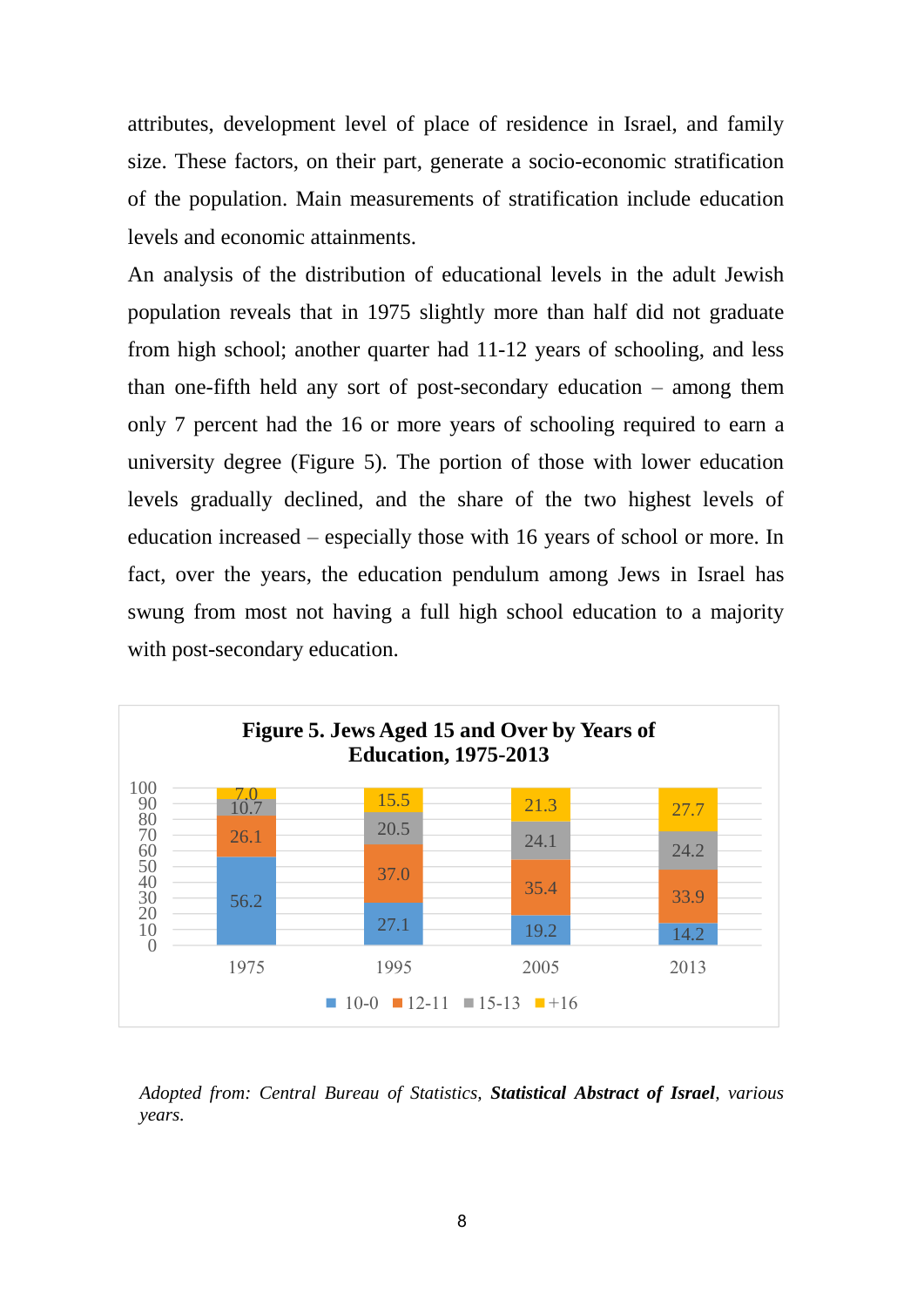attributes, development level of place of residence in Israel, and family size. These factors, on their part, generate a socio-economic stratification of the population. Main measurements of stratification include education levels and economic attainments.

An analysis of the distribution of educational levels in the adult Jewish population reveals that in 1975 slightly more than half did not graduate from high school; another quarter had 11-12 years of schooling, and less than one-fifth held any sort of post-secondary education – among them only 7 percent had the 16 or more years of schooling required to earn a university degree (Figure 5). The portion of those with lower education levels gradually declined, and the share of the two highest levels of education increased – especially those with 16 years of school or more. In fact, over the years, the education pendulum among Jews in Israel has swung from most not having a full high school education to a majority with post-secondary education.

**Figure 5. Jews Aged 15 and Over by Years of Education, 1975-2013**

| Years of education | 1975 | 1995 | 2005 | 2013 |
|---|---|---|---|---|
| 10-0 | 56.2 | 27.1 | 19.2 | 14.2 |
| 12-11 | 26.1 | 37.0 | 35.4 | 33.9 |
| 15-13 | 10.7 | 20.5 | 24.1 | 24.2 |
| +16 | 7.0 | 15.5 | 21.3 | 27.7 |

*Adopted from: Central Bureau of Statistics, **Statistical Abstract of Israel**, various years.*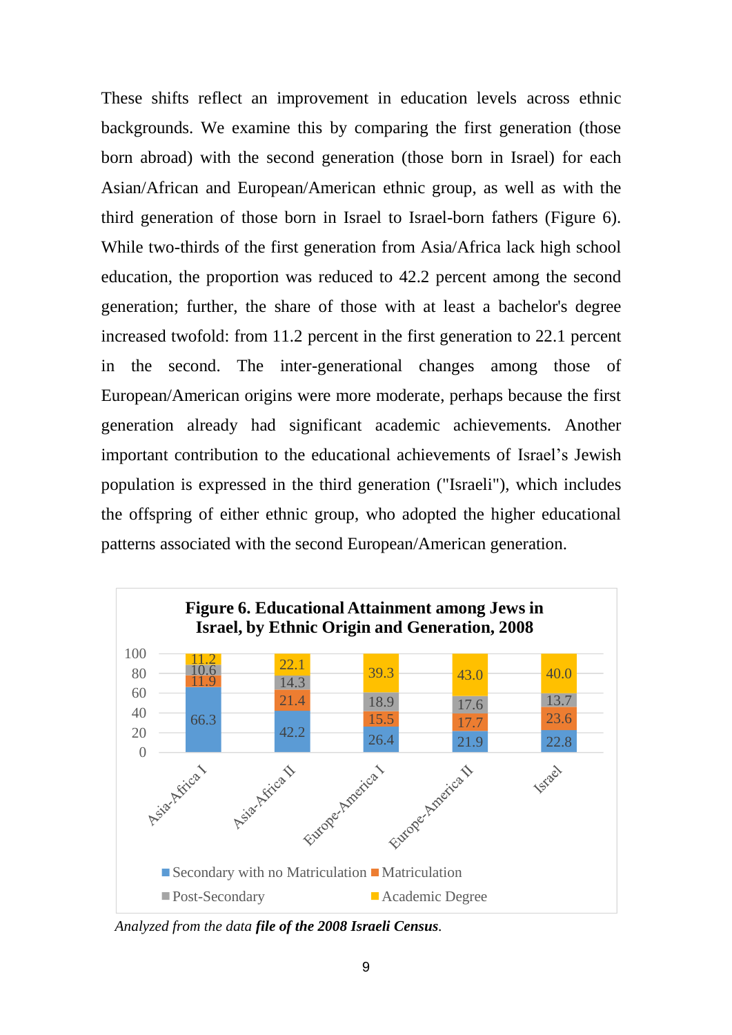These shifts reflect an improvement in education levels across ethnic backgrounds. We examine this by comparing the first generation (those born abroad) with the second generation (those born in Israel) for each Asian/African and European/American ethnic group, as well as with the third generation of those born in Israel to Israel-born fathers (Figure 6). While two-thirds of the first generation from Asia/Africa lack high school education, the proportion was reduced to 42.2 percent among the second generation; further, the share of those with at least a bachelor's degree increased twofold: from 11.2 percent in the first generation to 22.1 percent in the second. The inter-generational changes among those of European/American origins were more moderate, perhaps because the first generation already had significant academic achievements. Another important contribution to the educational achievements of Israel's Jewish population is expressed in the third generation ("Israeli"), which includes the offspring of either ethnic group, who adopted the higher educational patterns associated with the second European/American generation.

**Figure 6. Educational Attainment among Jews in Israel, by Ethnic Origin and Generation, 2008**

| | Secondary with no Matriculation | Matriculation | Post-Secondary | Academic Degree |
|---|---|---|---|---|
| Asia-Africa I | 66.3 | 11.9 | 10.6 | 11.2 |
| Asia-Africa II | 42.2 | 21.4 | 14.3 | 22.1 |
| Europe-America I | 26.4 | 15.5 | 18.9 | 39.3 |
| Europe-America II | 21.9 | 17.7 | 17.6 | 43.0 |
| Israel | 22.8 | 23.6 | 13.7 | 40.0 |

*Analyzed from the data* ***file of the 2008 Israeli Census****.*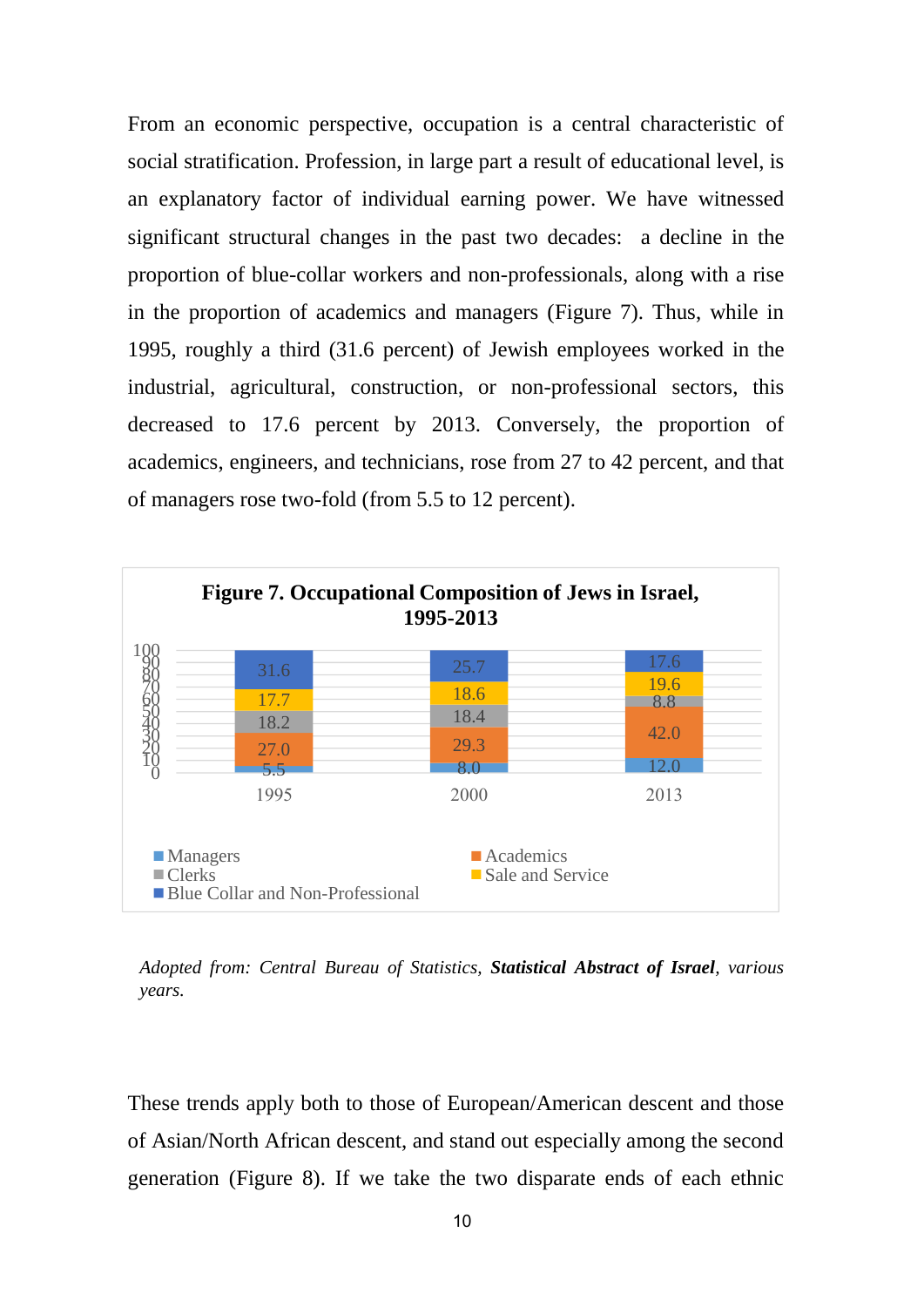From an economic perspective, occupation is a central characteristic of social stratification. Profession, in large part a result of educational level, is an explanatory factor of individual earning power. We have witnessed significant structural changes in the past two decades: a decline in the proportion of blue-collar workers and non-professionals, along with a rise in the proportion of academics and managers (Figure 7). Thus, while in 1995, roughly a third (31.6 percent) of Jewish employees worked in the industrial, agricultural, construction, or non-professional sectors, this decreased to 17.6 percent by 2013. Conversely, the proportion of academics, engineers, and technicians, rose from 27 to 42 percent, and that of managers rose two-fold (from 5.5 to 12 percent).

**Figure 7. Occupational Composition of Jews in Israel, 1995-2013**

| | 1995 | 2000 | 2013 |
|---|---|---|---|
| Managers | 5.5 | 8.0 | 12.0 |
| Academics | 27.0 | 29.3 | 42.0 |
| Clerks | 18.2 | 18.4 | 8.8 |
| Sale and Service | 17.7 | 18.6 | 19.6 |
| Blue Collar and Non-Professional | 31.6 | 25.7 | 17.6 |

*Adopted from: Central Bureau of Statistics, **Statistical Abstract of Israel**, various years.*

These trends apply both to those of European/American descent and those of Asian/North African descent, and stand out especially among the second generation (Figure 8). If we take the two disparate ends of each ethnic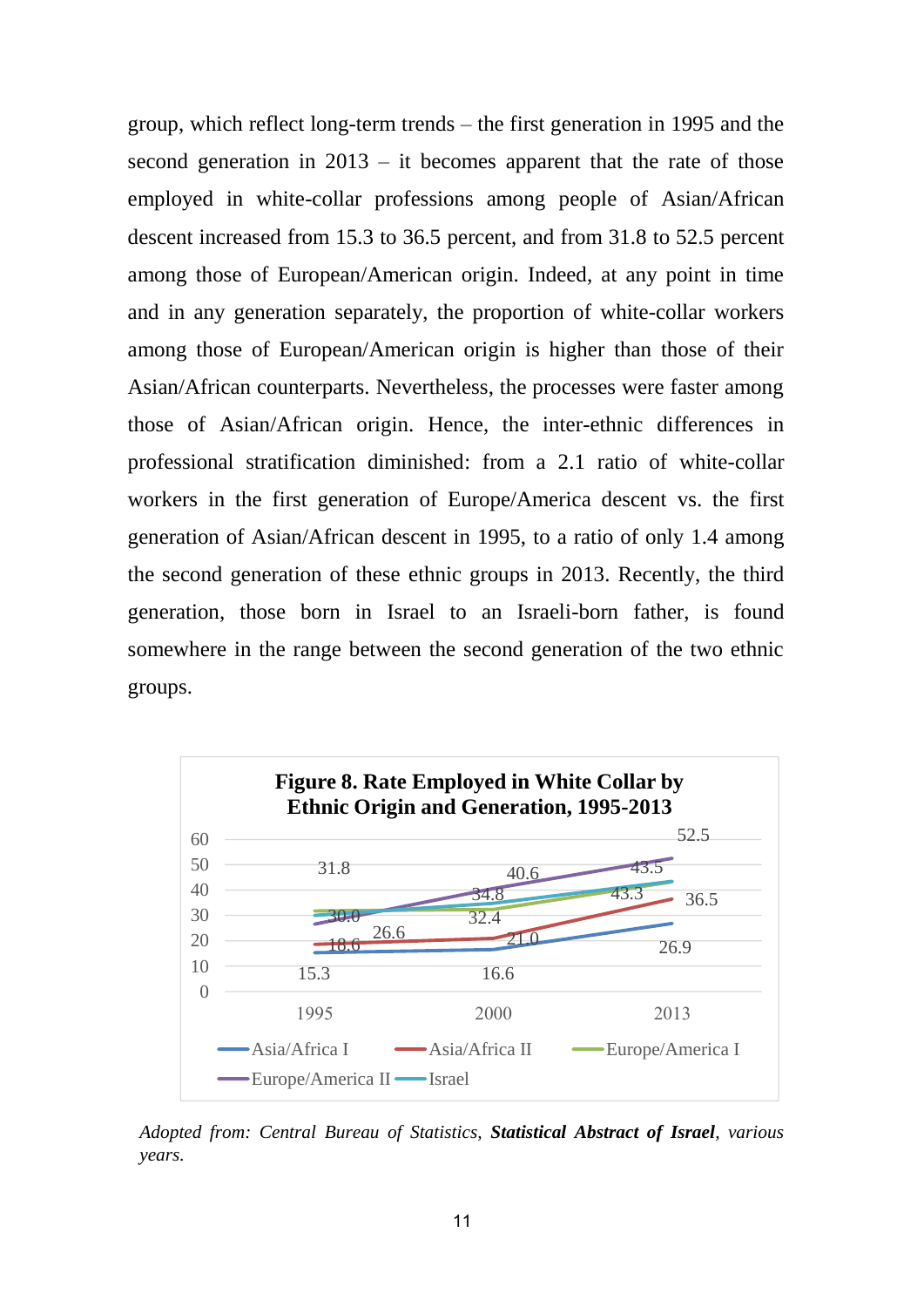group, which reflect long-term trends – the first generation in 1995 and the second generation in 2013 – it becomes apparent that the rate of those employed in white-collar professions among people of Asian/African descent increased from 15.3 to 36.5 percent, and from 31.8 to 52.5 percent among those of European/American origin. Indeed, at any point in time and in any generation separately, the proportion of white-collar workers among those of European/American origin is higher than those of their Asian/African counterparts. Nevertheless, the processes were faster among those of Asian/African origin. Hence, the inter-ethnic differences in professional stratification diminished: from a 2.1 ratio of white-collar workers in the first generation of Europe/America descent vs. the first generation of Asian/African descent in 1995, to a ratio of only 1.4 among the second generation of these ethnic groups in 2013. Recently, the third generation, those born in Israel to an Israeli-born father, is found somewhere in the range between the second generation of the two ethnic groups.

**Figure 8. Rate Employed in White Collar by Ethnic Origin and Generation, 1995-2013**

| Group | 1995 | 2000 | 2013 |
|---|---|---|---|
| Asia/Africa I | 15.3 | 16.6 | 26.9 |
| Asia/Africa II | 18.6 | 21.0 | 36.5 |
| Europe/America I | 31.8 | 32.4 | 43.3 |
| Europe/America II | 26.6 | 40.6 | 52.5 |
| Israel | 30.0 | 34.8 | 43.5 |

*Adopted from: Central Bureau of Statistics, **Statistical Abstract of Israel**, various years.*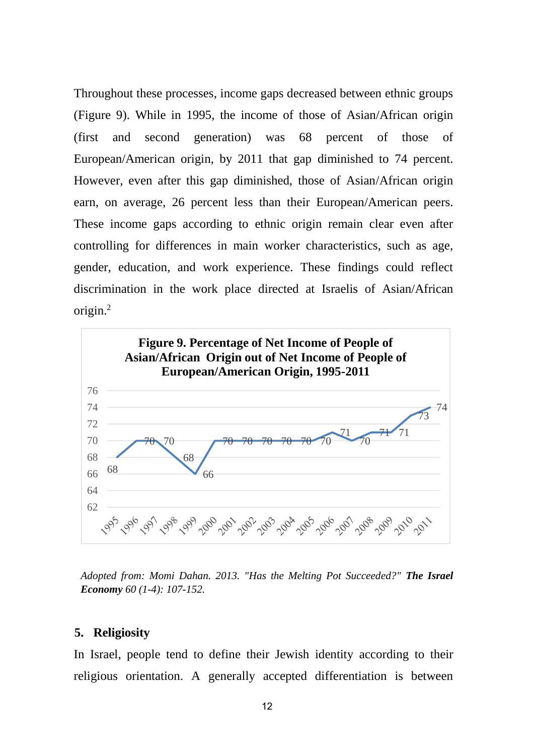Throughout these processes, income gaps decreased between ethnic groups (Figure 9). While in 1995, the income of those of Asian/African origin (first and second generation) was 68 percent of those of European/American origin, by 2011 that gap diminished to 74 percent. However, even after this gap diminished, those of Asian/African origin earn, on average, 26 percent less than their European/American peers. These income gaps according to ethnic origin remain clear even after controlling for differences in main worker characteristics, such as age, gender, education, and work experience. These findings could reflect discrimination in the work place directed at Israelis of Asian/African origin.[2]

**Figure 9. Percentage of Net Income of People of Asian/African Origin out of Net Income of People of European/American Origin, 1995-2011**

| Year | 1995 | 1996 | 1997 | 1998 | 1999 | 2000 | 2001 | 2002 | 2003 | 2004 | 2005 | 2006 | 2007 | 2008 | 2009 | 2010 | 2011 |
|---|---|---|---|---|---|---|---|---|---|---|---|---|---|---|---|---|---|
| % | 68 | 70 | 70 | 68 | 66 | 70 | 70 | 70 | 70 | 70 | 70 | 71 | 70 | 71 | 71 | 73 | 74 |

*Adopted from: Momi Dahan. 2013. "Has the Melting Pot Succeeded?"* ***The Israel Economy*** *60 (1-4): 107-152.*

## 5. Religiosity

In Israel, people tend to define their Jewish identity according to their religious orientation. A generally accepted differentiation is between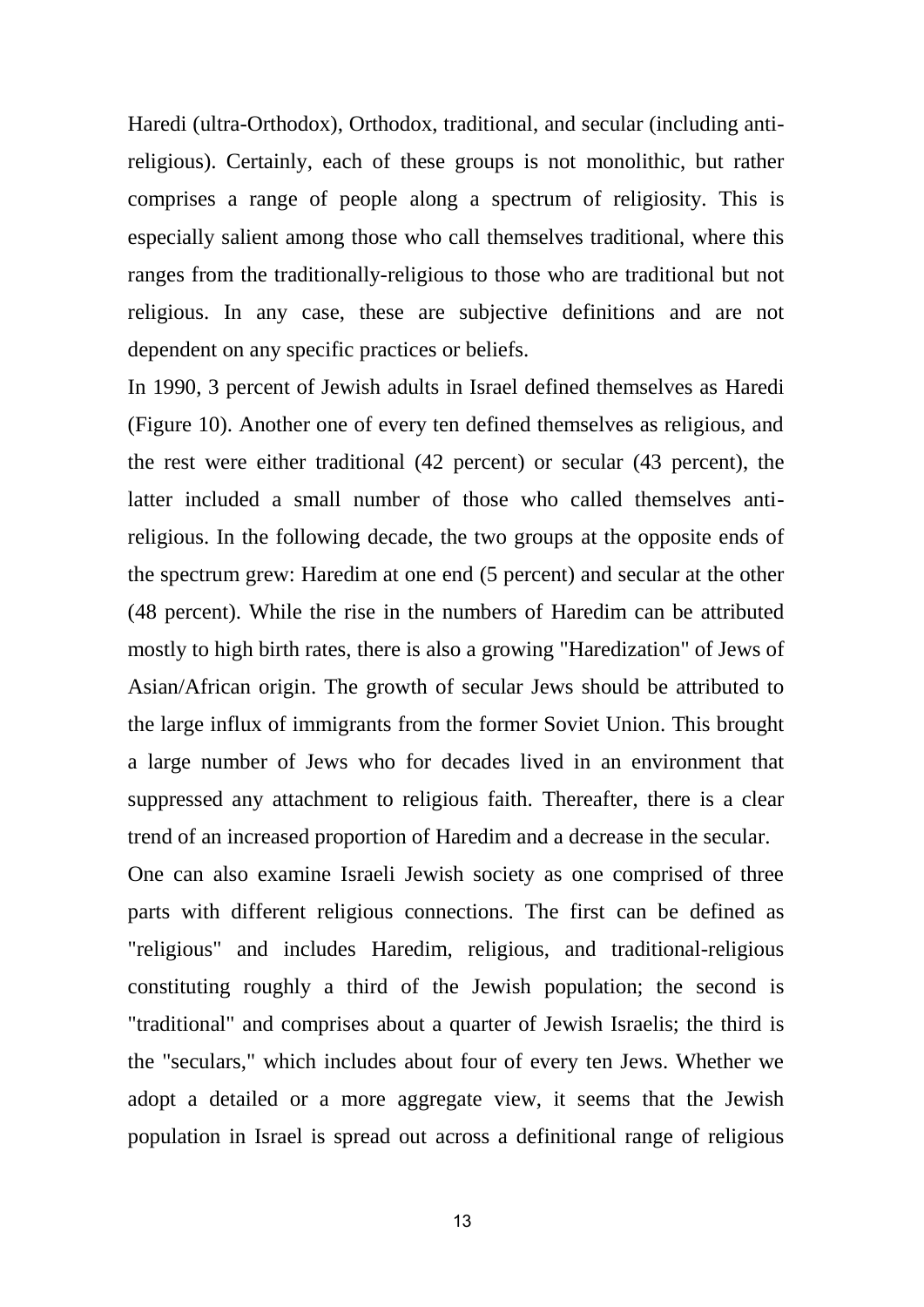Haredi (ultra-Orthodox), Orthodox, traditional, and secular (including anti-religious). Certainly, each of these groups is not monolithic, but rather comprises a range of people along a spectrum of religiosity. This is especially salient among those who call themselves traditional, where this ranges from the traditionally-religious to those who are traditional but not religious. In any case, these are subjective definitions and are not dependent on any specific practices or beliefs.

In 1990, 3 percent of Jewish adults in Israel defined themselves as Haredi (Figure 10). Another one of every ten defined themselves as religious, and the rest were either traditional (42 percent) or secular (43 percent), the latter included a small number of those who called themselves anti-religious. In the following decade, the two groups at the opposite ends of the spectrum grew: Haredim at one end (5 percent) and secular at the other (48 percent). While the rise in the numbers of Haredim can be attributed mostly to high birth rates, there is also a growing "Haredization" of Jews of Asian/African origin. The growth of secular Jews should be attributed to the large influx of immigrants from the former Soviet Union. This brought a large number of Jews who for decades lived in an environment that suppressed any attachment to religious faith. Thereafter, there is a clear trend of an increased proportion of Haredim and a decrease in the secular.

One can also examine Israeli Jewish society as one comprised of three parts with different religious connections. The first can be defined as "religious" and includes Haredim, religious, and traditional-religious constituting roughly a third of the Jewish population; the second is "traditional" and comprises about a quarter of Jewish Israelis; the third is the "seculars," which includes about four of every ten Jews. Whether we adopt a detailed or a more aggregate view, it seems that the Jewish population in Israel is spread out across a definitional range of religious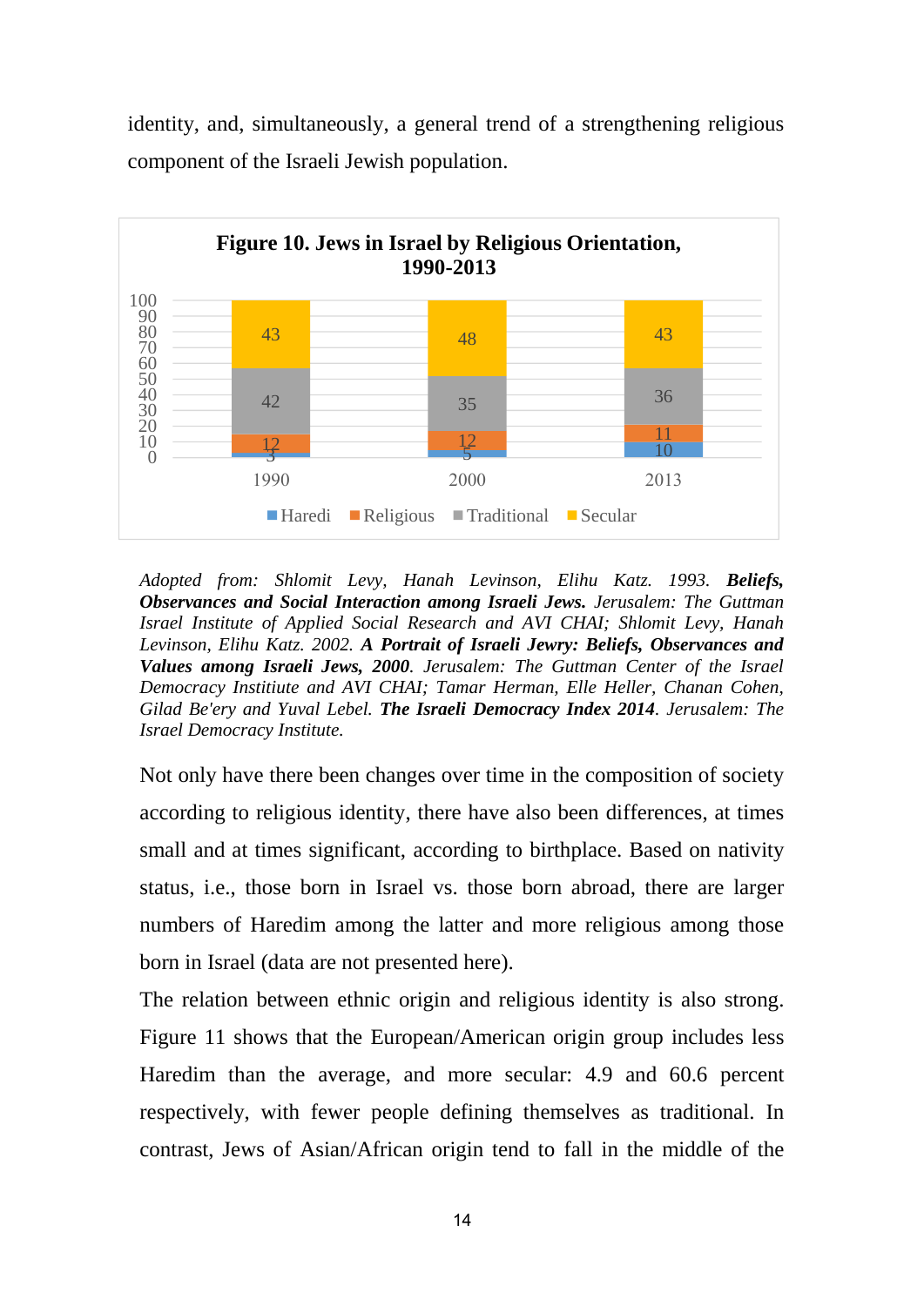identity, and, simultaneously, a general trend of a strengthening religious component of the Israeli Jewish population.

**Figure 10. Jews in Israel by Religious Orientation, 1990-2013**

| | 1990 | 2000 | 2013 |
|---|---|---|---|
| Haredi | 3 | 5 | 10 |
| Religious | 12 | 12 | 11 |
| Traditional | 42 | 35 | 36 |
| Secular | 43 | 48 | 43 |

*Adopted from: Shlomit Levy, Hanah Levinson, Elihu Katz. 1993.* ***Beliefs, Observances and Social Interaction among Israeli Jews.*** *Jerusalem: The Guttman Israel Institute of Applied Social Research and AVI CHAI; Shlomit Levy, Hanah Levinson, Elihu Katz. 2002.* ***A Portrait of Israeli Jewry: Beliefs, Observances and Values among Israeli Jews, 2000****. Jerusalem: The Guttman Center of the Israel Democracy Institiute and AVI CHAI; Tamar Herman, Elle Heller, Chanan Cohen, Gilad Be'ery and Yuval Lebel.* ***The Israeli Democracy Index 2014****. Jerusalem: The Israel Democracy Institute.*

Not only have there been changes over time in the composition of society according to religious identity, there have also been differences, at times small and at times significant, according to birthplace. Based on nativity status, i.e., those born in Israel vs. those born abroad, there are larger numbers of Haredim among the latter and more religious among those born in Israel (data are not presented here).

The relation between ethnic origin and religious identity is also strong. Figure 11 shows that the European/American origin group includes less Haredim than the average, and more secular: 4.9 and 60.6 percent respectively, with fewer people defining themselves as traditional. In contrast, Jews of Asian/African origin tend to fall in the middle of the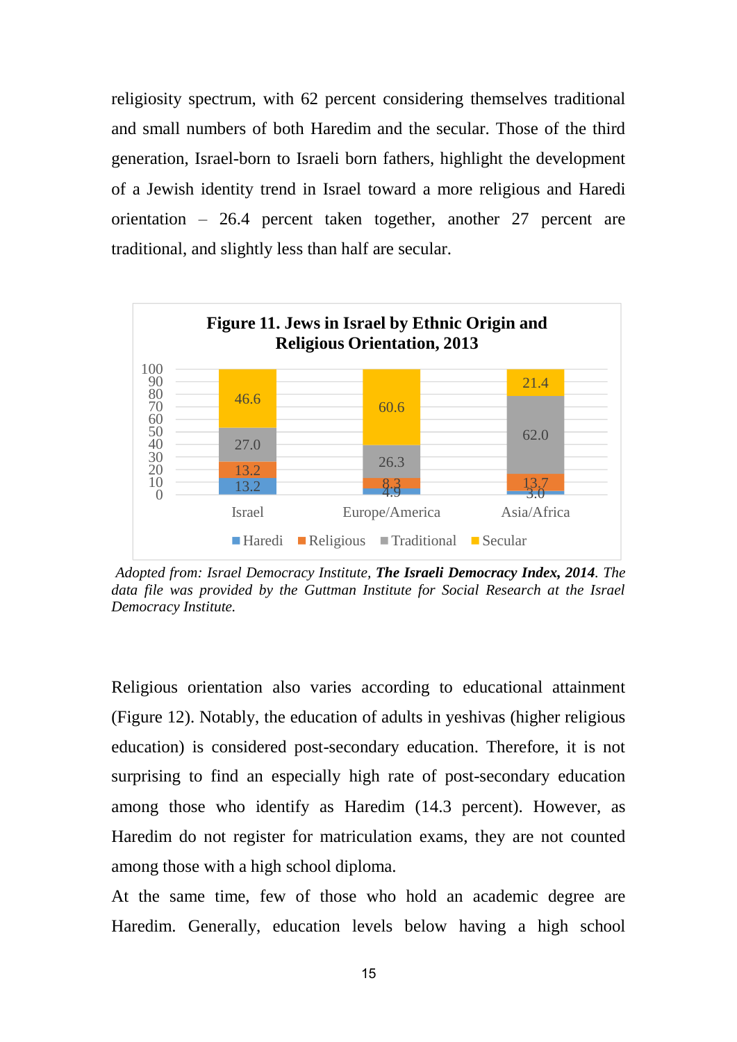religiosity spectrum, with 62 percent considering themselves traditional and small numbers of both Haredim and the secular. Those of the third generation, Israel-born to Israeli born fathers, highlight the development of a Jewish identity trend in Israel toward a more religious and Haredi orientation – 26.4 percent taken together, another 27 percent are traditional, and slightly less than half are secular.

**Figure 11. Jews in Israel by Ethnic Origin and Religious Orientation, 2013**

| | Haredi | Religious | Traditional | Secular |
|---|---|---|---|---|
| Israel | 13.2 | 13.2 | 27.0 | 46.6 |
| Europe/America | 4.9 | 8.3 | 26.3 | 60.6 |
| Asia/Africa | 3.0 | 13.7 | 62.0 | 21.4 |

*Adopted from: Israel Democracy Institute, **The Israeli Democracy Index, 2014**. The data file was provided by the Guttman Institute for Social Research at the Israel Democracy Institute.*

Religious orientation also varies according to educational attainment (Figure 12). Notably, the education of adults in yeshivas (higher religious education) is considered post-secondary education. Therefore, it is not surprising to find an especially high rate of post-secondary education among those who identify as Haredim (14.3 percent). However, as Haredim do not register for matriculation exams, they are not counted among those with a high school diploma.

At the same time, few of those who hold an academic degree are Haredim. Generally, education levels below having a high school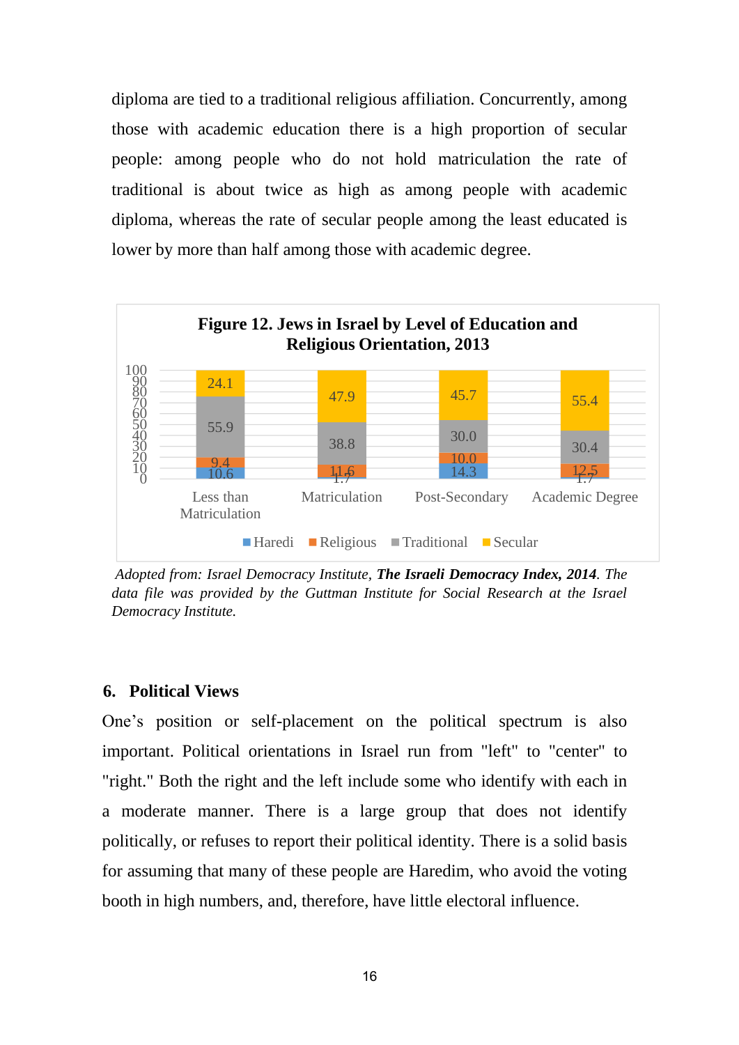diploma are tied to a traditional religious affiliation. Concurrently, among those with academic education there is a high proportion of secular people: among people who do not hold matriculation the rate of traditional is about twice as high as among people with academic diploma, whereas the rate of secular people among the least educated is lower by more than half among those with academic degree.

**Figure 12. Jews in Israel by Level of Education and Religious Orientation, 2013**

| | Less than Matriculation | Matriculation | Post-Secondary | Academic Degree |
|---|---|---|---|---|
| Haredi | 10.6 | 1.7 | 14.3 | 1.7 |
| Religious | 9.4 | 11.6 | 10.0 | 12.5 |
| Traditional | 55.9 | 38.8 | 30.0 | 30.4 |
| Secular | 24.1 | 47.9 | 45.7 | 55.4 |

*Adopted from: Israel Democracy Institute,* ***The Israeli Democracy Index, 2014****. The data file was provided by the Guttman Institute for Social Research at the Israel Democracy Institute.*

## 6. Political Views

One's position or self-placement on the political spectrum is also important. Political orientations in Israel run from "left" to "center" to "right." Both the right and the left include some who identify with each in a moderate manner. There is a large group that does not identify politically, or refuses to report their political identity. There is a solid basis for assuming that many of these people are Haredim, who avoid the voting booth in high numbers, and, therefore, have little electoral influence.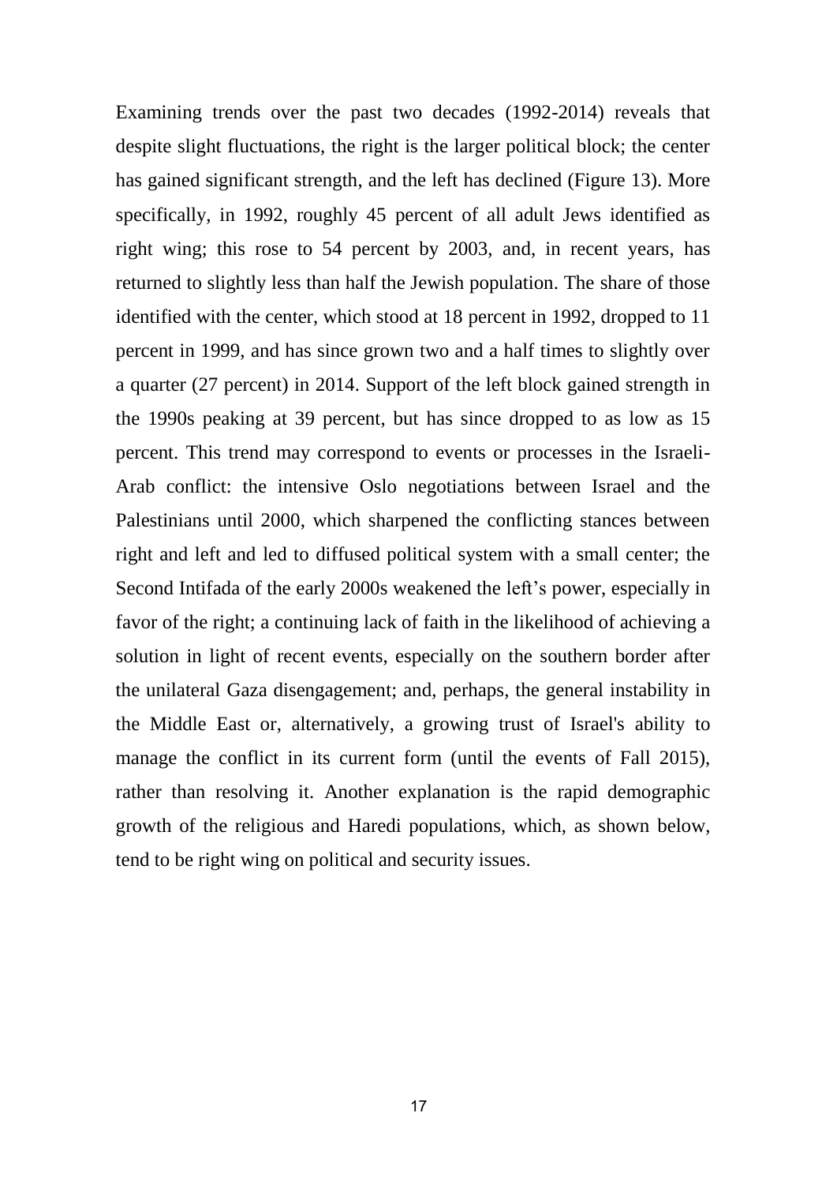Examining trends over the past two decades (1992-2014) reveals that despite slight fluctuations, the right is the larger political block; the center has gained significant strength, and the left has declined (Figure 13). More specifically, in 1992, roughly 45 percent of all adult Jews identified as right wing; this rose to 54 percent by 2003, and, in recent years, has returned to slightly less than half the Jewish population. The share of those identified with the center, which stood at 18 percent in 1992, dropped to 11 percent in 1999, and has since grown two and a half times to slightly over a quarter (27 percent) in 2014. Support of the left block gained strength in the 1990s peaking at 39 percent, but has since dropped to as low as 15 percent. This trend may correspond to events or processes in the Israeli-Arab conflict: the intensive Oslo negotiations between Israel and the Palestinians until 2000, which sharpened the conflicting stances between right and left and led to diffused political system with a small center; the Second Intifada of the early 2000s weakened the left's power, especially in favor of the right; a continuing lack of faith in the likelihood of achieving a solution in light of recent events, especially on the southern border after the unilateral Gaza disengagement; and, perhaps, the general instability in the Middle East or, alternatively, a growing trust of Israel's ability to manage the conflict in its current form (until the events of Fall 2015), rather than resolving it. Another explanation is the rapid demographic growth of the religious and Haredi populations, which, as shown below, tend to be right wing on political and security issues.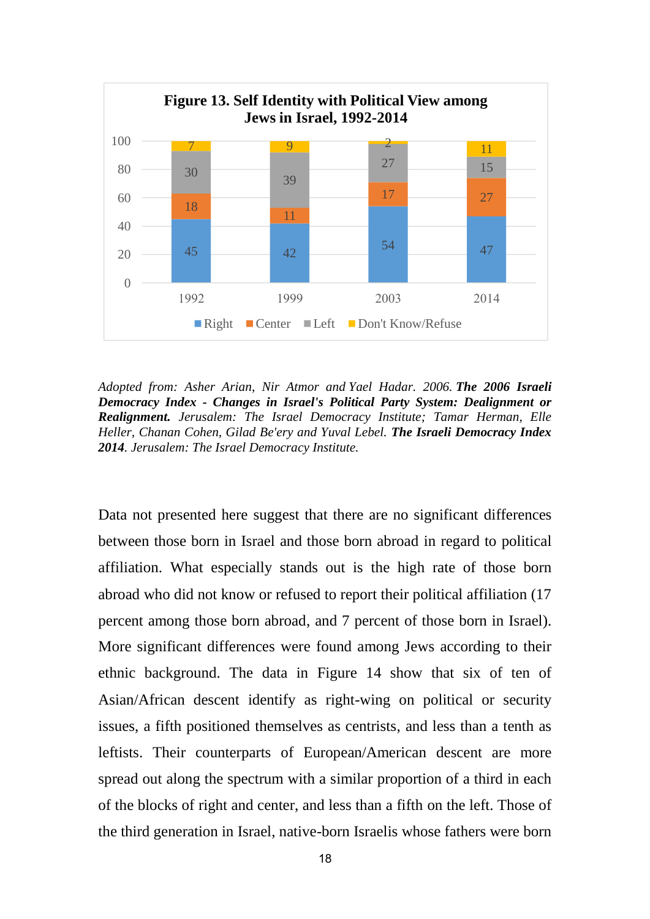**Figure 13. Self Identity with Political View among Jews in Israel, 1992-2014**

| | 1992 | 1999 | 2003 | 2014 |
|---|---|---|---|---|
| Right | 45 | 42 | 54 | 47 |
| Center | 18 | 11 | 17 | 27 |
| Left | 30 | 39 | 27 | 15 |
| Don't Know/Refuse | 7 | 9 | 2 | 11 |

*Adopted from: Asher Arian, Nir Atmor and Yael Hadar. 2006.* ***The 2006 Israeli Democracy Index - Changes in Israel's Political Party System: Dealignment or Realignment.*** *Jerusalem: The Israel Democracy Institute; Tamar Herman, Elle Heller, Chanan Cohen, Gilad Be'ery and Yuval Lebel.* ***The Israeli Democracy Index 2014****. Jerusalem: The Israel Democracy Institute.*

Data not presented here suggest that there are no significant differences between those born in Israel and those born abroad in regard to political affiliation. What especially stands out is the high rate of those born abroad who did not know or refused to report their political affiliation (17 percent among those born abroad, and 7 percent of those born in Israel). More significant differences were found among Jews according to their ethnic background. The data in Figure 14 show that six of ten of Asian/African descent identify as right-wing on political or security issues, a fifth positioned themselves as centrists, and less than a tenth as leftists. Their counterparts of European/American descent are more spread out along the spectrum with a similar proportion of a third in each of the blocks of right and center, and less than a fifth on the left. Those of the third generation in Israel, native-born Israelis whose fathers were born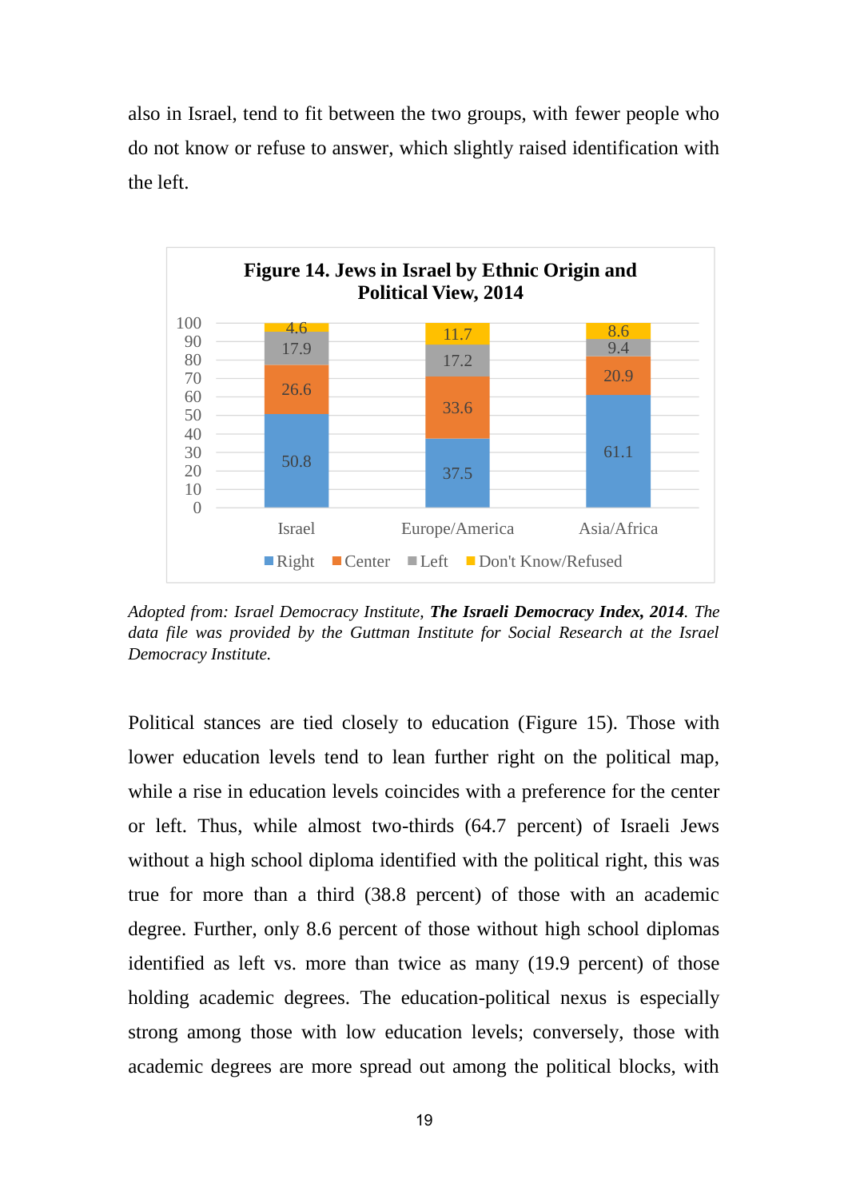also in Israel, tend to fit between the two groups, with fewer people who do not know or refuse to answer, which slightly raised identification with the left.

**Figure 14. Jews in Israel by Ethnic Origin and Political View, 2014**

| | Israel | Europe/America | Asia/Africa |
|---|---|---|---|
| Right | 50.8 | 37.5 | 61.1 |
| Center | 26.6 | 33.6 | 20.9 |
| Left | 17.9 | 17.2 | 9.4 |
| Don't Know/Refused | 4.6 | 11.7 | 8.6 |

*Adopted from: Israel Democracy Institute,* ***The Israeli Democracy Index, 2014****. The data file was provided by the Guttman Institute for Social Research at the Israel Democracy Institute.*

Political stances are tied closely to education (Figure 15). Those with lower education levels tend to lean further right on the political map, while a rise in education levels coincides with a preference for the center or left. Thus, while almost two-thirds (64.7 percent) of Israeli Jews without a high school diploma identified with the political right, this was true for more than a third (38.8 percent) of those with an academic degree. Further, only 8.6 percent of those without high school diplomas identified as left vs. more than twice as many (19.9 percent) of those holding academic degrees. The education-political nexus is especially strong among those with low education levels; conversely, those with academic degrees are more spread out among the political blocks, with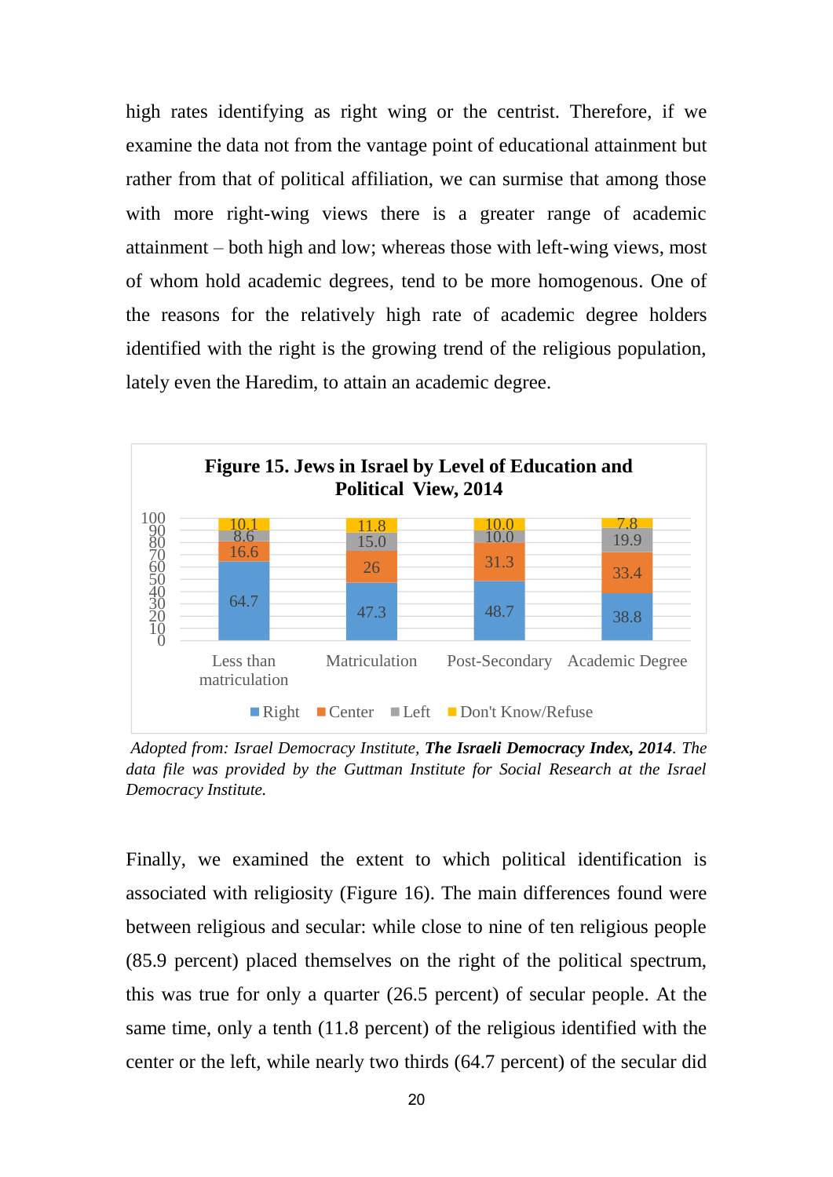high rates identifying as right wing or the centrist. Therefore, if we examine the data not from the vantage point of educational attainment but rather from that of political affiliation, we can surmise that among those with more right-wing views there is a greater range of academic attainment – both high and low; whereas those with left-wing views, most of whom hold academic degrees, tend to be more homogenous. One of the reasons for the relatively high rate of academic degree holders identified with the right is the growing trend of the religious population, lately even the Haredim, to attain an academic degree.

**Figure 15. Jews in Israel by Level of Education and Political View, 2014**

| | Right | Center | Left | Don't Know/Refuse |
|---|---|---|---|---|
| Less than matriculation | 64.7 | 16.6 | 8.6 | 10.1 |
| Matriculation | 47.3 | 26 | 15.0 | 11.8 |
| Post-Secondary | 48.7 | 31.3 | 10.0 | 10.0 |
| Academic Degree | 38.8 | 33.4 | 19.9 | 7.8 |

*Adopted from: Israel Democracy Institute,* ***The Israeli Democracy Index, 2014****. The data file was provided by the Guttman Institute for Social Research at the Israel Democracy Institute.*

Finally, we examined the extent to which political identification is associated with religiosity (Figure 16). The main differences found were between religious and secular: while close to nine of ten religious people (85.9 percent) placed themselves on the right of the political spectrum, this was true for only a quarter (26.5 percent) of secular people. At the same time, only a tenth (11.8 percent) of the religious identified with the center or the left, while nearly two thirds (64.7 percent) of the secular did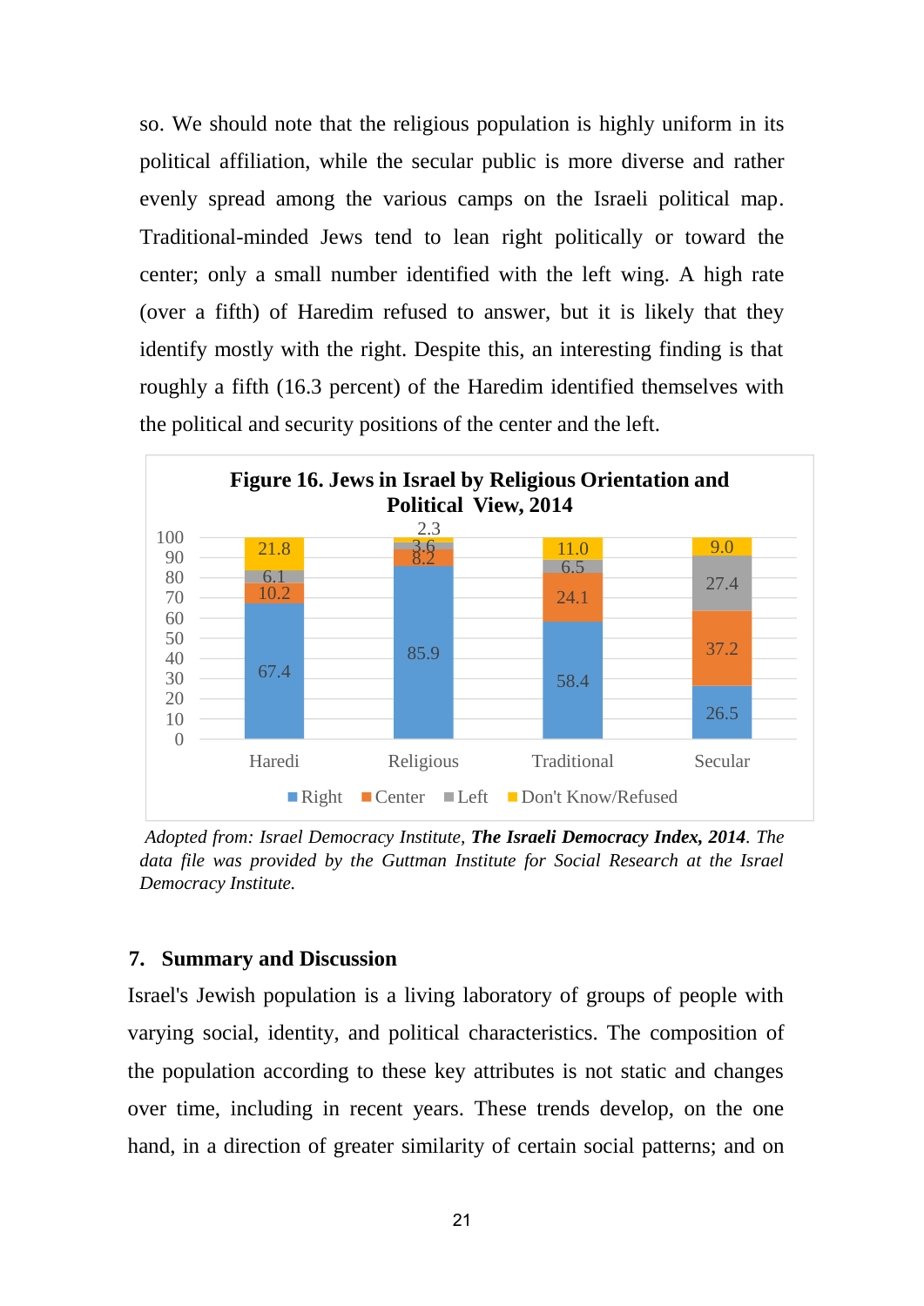so. We should note that the religious population is highly uniform in its political affiliation, while the secular public is more diverse and rather evenly spread among the various camps on the Israeli political map. Traditional-minded Jews tend to lean right politically or toward the center; only a small number identified with the left wing. A high rate (over a fifth) of Haredim refused to answer, but it is likely that they identify mostly with the right. Despite this, an interesting finding is that roughly a fifth (16.3 percent) of the Haredim identified themselves with the political and security positions of the center and the left.

**Figure 16. Jews in Israel by Religious Orientation and Political View, 2014**

| | Haredi | Religious | Traditional | Secular |
|---|---|---|---|---|
| Right | 67.4 | 85.9 | 58.4 | 26.5 |
| Center | 10.2 | 8.2 | 24.1 | 37.2 |
| Left | 6.1 | 3.6 | 6.5 | 27.4 |
| Don't Know/Refused | 21.8 | 2.3 | 11.0 | 9.0 |

*Adopted from: Israel Democracy Institute,* ***The Israeli Democracy Index, 2014****. The data file was provided by the Guttman Institute for Social Research at the Israel Democracy Institute.*

## 7. Summary and Discussion

Israel's Jewish population is a living laboratory of groups of people with varying social, identity, and political characteristics. The composition of the population according to these key attributes is not static and changes over time, including in recent years. These trends develop, on the one hand, in a direction of greater similarity of certain social patterns; and on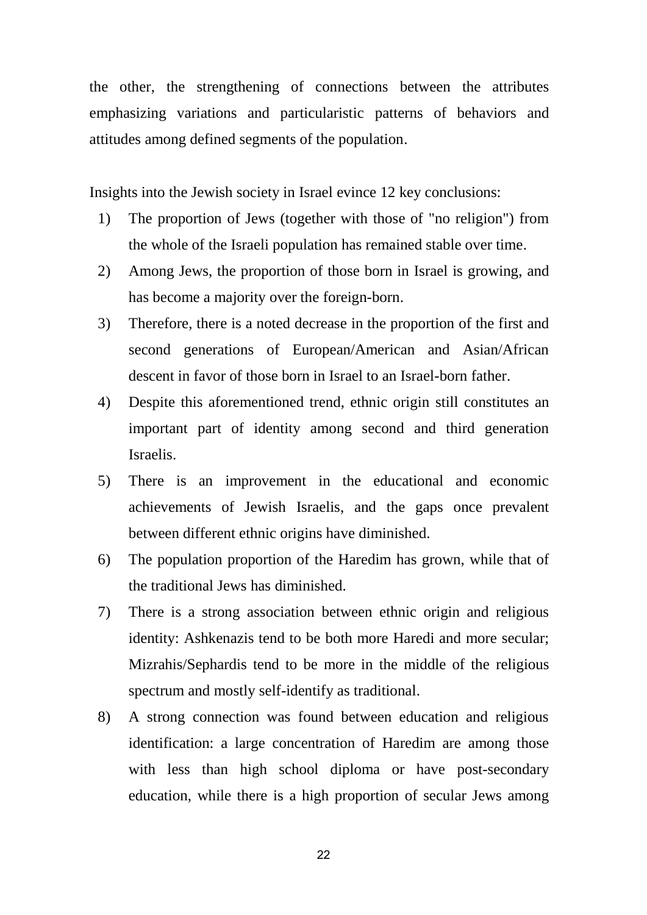the other, the strengthening of connections between the attributes emphasizing variations and particularistic patterns of behaviors and attitudes among defined segments of the population.

Insights into the Jewish society in Israel evince 12 key conclusions:

1) The proportion of Jews (together with those of "no religion") from the whole of the Israeli population has remained stable over time.
2) Among Jews, the proportion of those born in Israel is growing, and has become a majority over the foreign-born.
3) Therefore, there is a noted decrease in the proportion of the first and second generations of European/American and Asian/African descent in favor of those born in Israel to an Israel-born father.
4) Despite this aforementioned trend, ethnic origin still constitutes an important part of identity among second and third generation Israelis.
5) There is an improvement in the educational and economic achievements of Jewish Israelis, and the gaps once prevalent between different ethnic origins have diminished.
6) The population proportion of the Haredim has grown, while that of the traditional Jews has diminished.
7) There is a strong association between ethnic origin and religious identity: Ashkenazis tend to be both more Haredi and more secular; Mizrahis/Sephardis tend to be more in the middle of the religious spectrum and mostly self-identify as traditional.
8) A strong connection was found between education and religious identification: a large concentration of Haredim are among those with less than high school diploma or have post-secondary education, while there is a high proportion of secular Jews among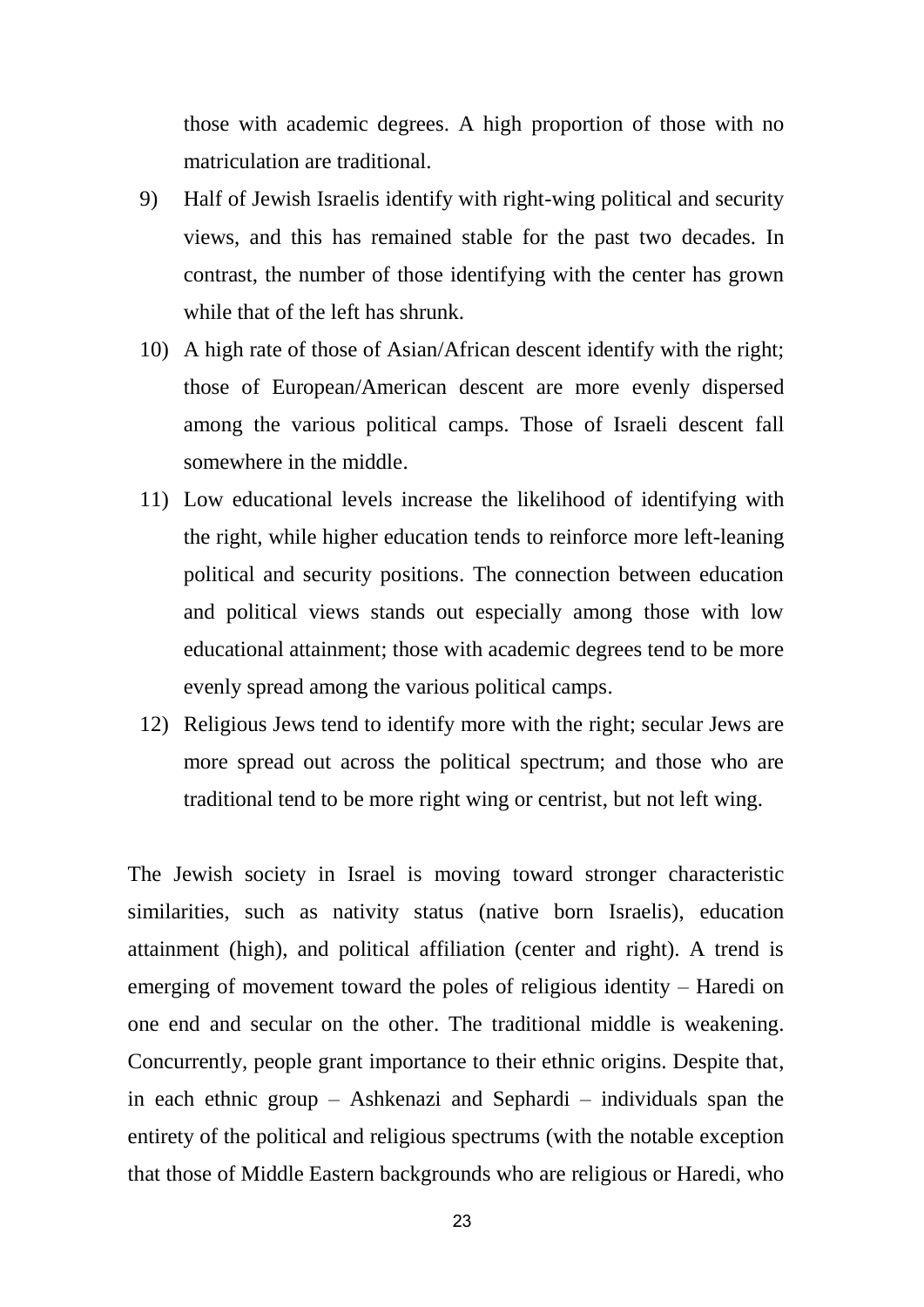those with academic degrees. A high proportion of those with no matriculation are traditional.

9) Half of Jewish Israelis identify with right-wing political and security views, and this has remained stable for the past two decades. In contrast, the number of those identifying with the center has grown while that of the left has shrunk.
10) A high rate of those of Asian/African descent identify with the right; those of European/American descent are more evenly dispersed among the various political camps. Those of Israeli descent fall somewhere in the middle.
11) Low educational levels increase the likelihood of identifying with the right, while higher education tends to reinforce more left-leaning political and security positions. The connection between education and political views stands out especially among those with low educational attainment; those with academic degrees tend to be more evenly spread among the various political camps.
12) Religious Jews tend to identify more with the right; secular Jews are more spread out across the political spectrum; and those who are traditional tend to be more right wing or centrist, but not left wing.

The Jewish society in Israel is moving toward stronger characteristic similarities, such as nativity status (native born Israelis), education attainment (high), and political affiliation (center and right). A trend is emerging of movement toward the poles of religious identity – Haredi on one end and secular on the other. The traditional middle is weakening. Concurrently, people grant importance to their ethnic origins. Despite that, in each ethnic group – Ashkenazi and Sephardi – individuals span the entirety of the political and religious spectrums (with the notable exception that those of Middle Eastern backgrounds who are religious or Haredi, who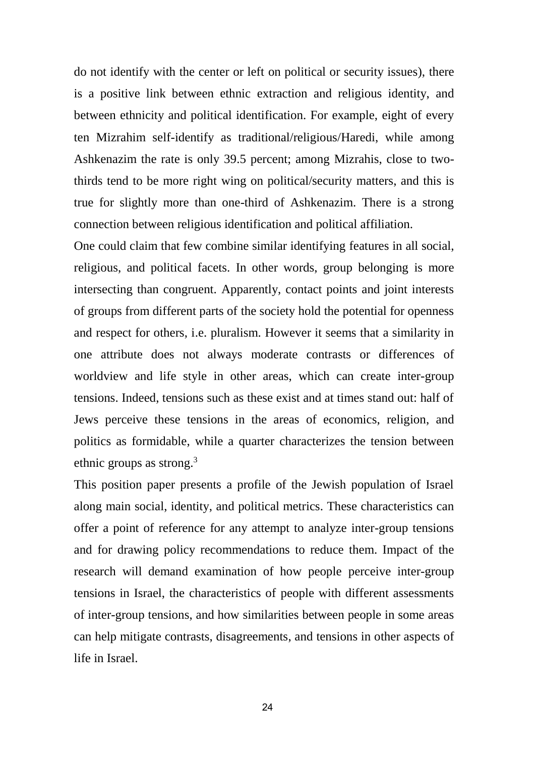do not identify with the center or left on political or security issues), there is a positive link between ethnic extraction and religious identity, and between ethnicity and political identification. For example, eight of every ten Mizrahim self-identify as traditional/religious/Haredi, while among Ashkenazim the rate is only 39.5 percent; among Mizrahis, close to two-thirds tend to be more right wing on political/security matters, and this is true for slightly more than one-third of Ashkenazim. There is a strong connection between religious identification and political affiliation.

One could claim that few combine similar identifying features in all social, religious, and political facets. In other words, group belonging is more intersecting than congruent. Apparently, contact points and joint interests of groups from different parts of the society hold the potential for openness and respect for others, i.e. pluralism. However it seems that a similarity in one attribute does not always moderate contrasts or differences of worldview and life style in other areas, which can create inter-group tensions. Indeed, tensions such as these exist and at times stand out: half of Jews perceive these tensions in the areas of economics, religion, and politics as formidable, while a quarter characterizes the tension between ethnic groups as strong.[3]

This position paper presents a profile of the Jewish population of Israel along main social, identity, and political metrics. These characteristics can offer a point of reference for any attempt to analyze inter-group tensions and for drawing policy recommendations to reduce them. Impact of the research will demand examination of how people perceive inter-group tensions in Israel, the characteristics of people with different assessments of inter-group tensions, and how similarities between people in some areas can help mitigate contrasts, disagreements, and tensions in other aspects of life in Israel.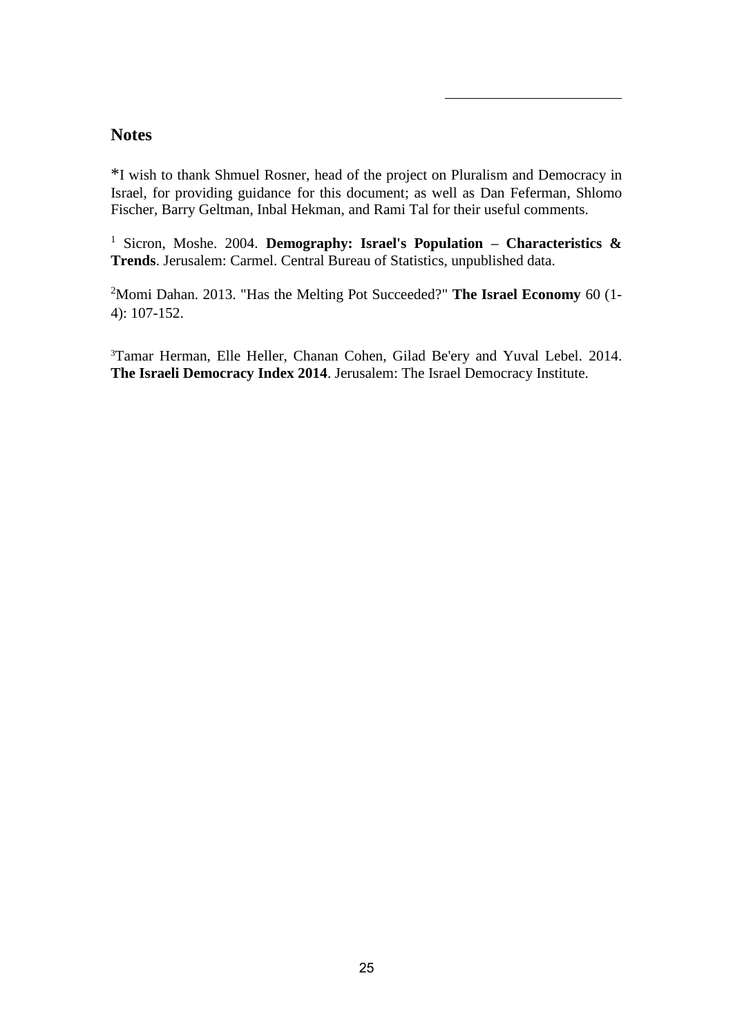## Notes

*I wish to thank Shmuel Rosner, head of the project on Pluralism and Democracy in Israel, for providing guidance for this document; as well as Dan Feferman, Shlomo Fischer, Barry Geltman, Inbal Hekman, and Rami Tal for their useful comments.

[1] Sicron, Moshe. 2004. **Demography: Israel's Population – Characteristics & Trends**. Jerusalem: Carmel. Central Bureau of Statistics, unpublished data.

[2] Momi Dahan. 2013. "Has the Melting Pot Succeeded?" **The Israel Economy** 60 (1-4): 107-152.

[3] Tamar Herman, Elle Heller, Chanan Cohen, Gilad Be'ery and Yuval Lebel. 2014. **The Israeli Democracy Index 2014**. Jerusalem: The Israel Democracy Institute.